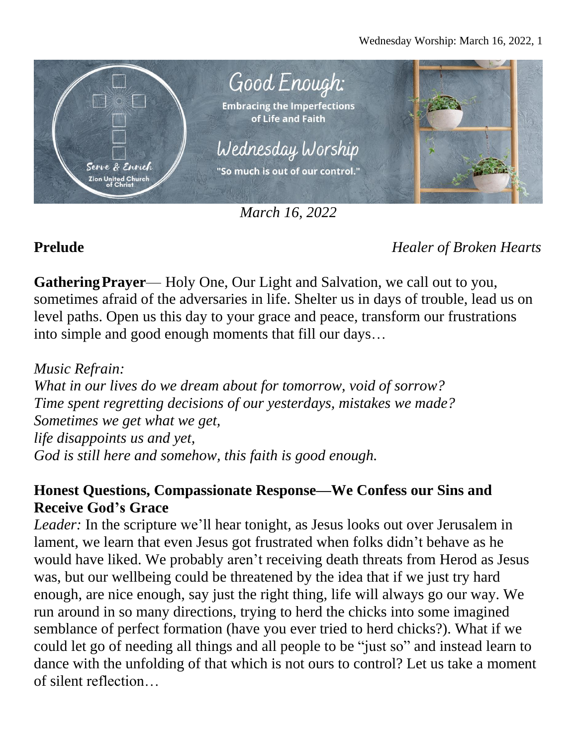# Good Enough:

**Embracing the Imperfections of Life and Faith**

## Wednesday Worship

"So much is out of our control."

Serve & Enrich
Zion United Church of Christ

*March 16, 2022*

**Prelude** *Healer of Broken Hearts*

**Gathering Prayer**— Holy One, Our Light and Salvation, we call out to you, sometimes afraid of the adversaries in life. Shelter us in days of trouble, lead us on level paths. Open us this day to your grace and peace, transform our frustrations into simple and good enough moments that fill our days…

*Music Refrain:*
*What in our lives do we dream about for tomorrow, void of sorrow?*
*Time spent regretting decisions of our yesterdays, mistakes we made?*
*Sometimes we get what we get,*
*life disappoints us and yet,*
*God is still here and somehow, this faith is good enough.*

**Honest Questions, Compassionate Response—We Confess our Sins and Receive God's Grace**

*Leader:* In the scripture we'll hear tonight, as Jesus looks out over Jerusalem in lament, we learn that even Jesus got frustrated when folks didn't behave as he would have liked. We probably aren't receiving death threats from Herod as Jesus was, but our wellbeing could be threatened by the idea that if we just try hard enough, are nice enough, say just the right thing, life will always go our way. We run around in so many directions, trying to herd the chicks into some imagined semblance of perfect formation (have you ever tried to herd chicks?). What if we could let go of needing all things and all people to be "just so" and instead learn to dance with the unfolding of that which is not ours to control? Let us take a moment of silent reflection…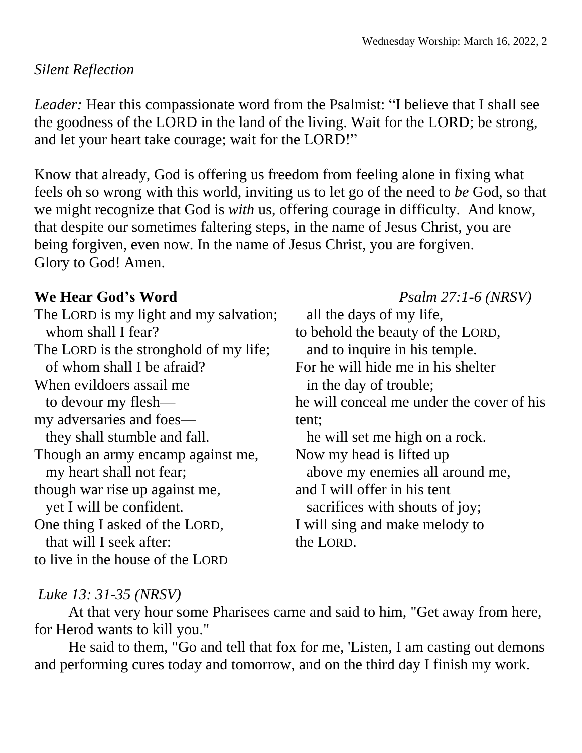*Silent Reflection*

*Leader:* Hear this compassionate word from the Psalmist: “I believe that I shall see the goodness of the LORD in the land of the living. Wait for the LORD; be strong, and let your heart take courage; wait for the LORD!”

Know that already, God is offering us freedom from feeling alone in fixing what feels oh so wrong with this world, inviting us to let go of the need to *be* God, so that we might recognize that God is *with* us, offering courage in difficulty. And know, that despite our sometimes faltering steps, in the name of Jesus Christ, you are being forgiven, even now. In the name of Jesus Christ, you are forgiven.
Glory to God! Amen.

**We Hear God’s Word** *Psalm 27:1-6 (NRSV)*

The LORD is my light and my salvation;
  whom shall I fear?
The LORD is the stronghold of my life;
  of whom shall I be afraid?
When evildoers assail me
  to devour my flesh—
my adversaries and foes—
  they shall stumble and fall.
Though an army encamp against me,
  my heart shall not fear;
though war rise up against me,
  yet I will be confident.
One thing I asked of the LORD,
  that will I seek after:
to live in the house of the LORD
  all the days of my life,
to behold the beauty of the LORD,
  and to inquire in his temple.
For he will hide me in his shelter
  in the day of trouble;
he will conceal me under the cover of his tent;
  he will set me high on a rock.
Now my head is lifted up
  above my enemies all around me,
and I will offer in his tent
  sacrifices with shouts of joy;
I will sing and make melody to the LORD.

*Luke 13: 31-35 (NRSV)*

At that very hour some Pharisees came and said to him, "Get away from here, for Herod wants to kill you."

He said to them, "Go and tell that fox for me, 'Listen, I am casting out demons and performing cures today and tomorrow, and on the third day I finish my work.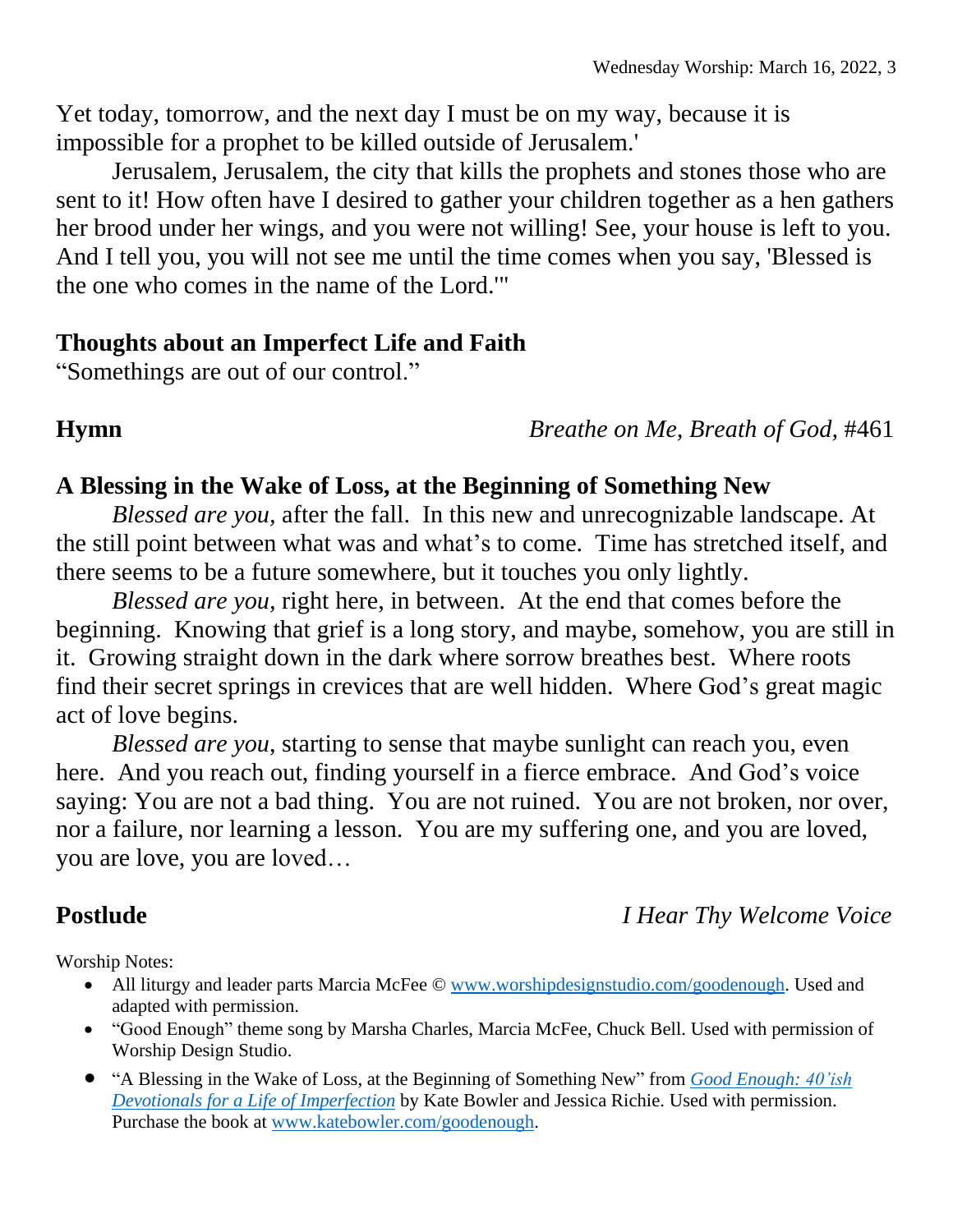Yet today, tomorrow, and the next day I must be on my way, because it is impossible for a prophet to be killed outside of Jerusalem.'

Jerusalem, Jerusalem, the city that kills the prophets and stones those who are sent to it! How often have I desired to gather your children together as a hen gathers her brood under her wings, and you were not willing! See, your house is left to you. And I tell you, you will not see me until the time comes when you say, 'Blessed is the one who comes in the name of the Lord.'"

**Thoughts about an Imperfect Life and Faith**
"Somethings are out of our control."

**Hymn** *Breathe on Me, Breath of God,* #461

**A Blessing in the Wake of Loss, at the Beginning of Something New**

*Blessed are you,* after the fall. In this new and unrecognizable landscape. At the still point between what was and what's to come. Time has stretched itself, and there seems to be a future somewhere, but it touches you only lightly.

*Blessed are you,* right here, in between. At the end that comes before the beginning. Knowing that grief is a long story, and maybe, somehow, you are still in it. Growing straight down in the dark where sorrow breathes best. Where roots find their secret springs in crevices that are well hidden. Where God's great magic act of love begins.

*Blessed are you,* starting to sense that maybe sunlight can reach you, even here. And you reach out, finding yourself in a fierce embrace. And God's voice saying: You are not a bad thing. You are not ruined. You are not broken, nor over, nor a failure, nor learning a lesson. You are my suffering one, and you are loved, you are love, you are loved…

**Postlude** *I Hear Thy Welcome Voice*

Worship Notes:

- All liturgy and leader parts Marcia McFee © www.worshipdesignstudio.com/goodenough. Used and adapted with permission.
- "Good Enough" theme song by Marsha Charles, Marcia McFee, Chuck Bell. Used with permission of Worship Design Studio.
- "A Blessing in the Wake of Loss, at the Beginning of Something New" from *Good Enough: 40'ish Devotionals for a Life of Imperfection* by Kate Bowler and Jessica Richie. Used with permission. Purchase the book at www.katebowler.com/goodenough.